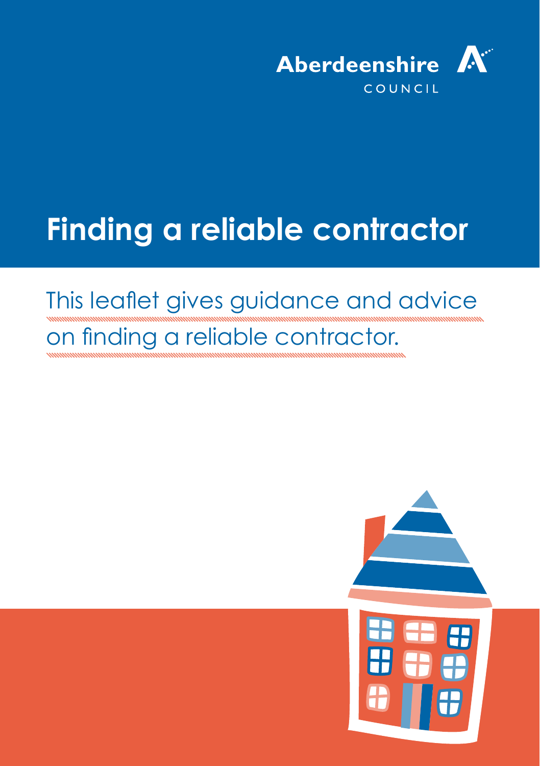Aberdeenshire COUNCIL

# Finding a reliable contractor

This leaflet gives guidance and advice on finding a reliable contractor.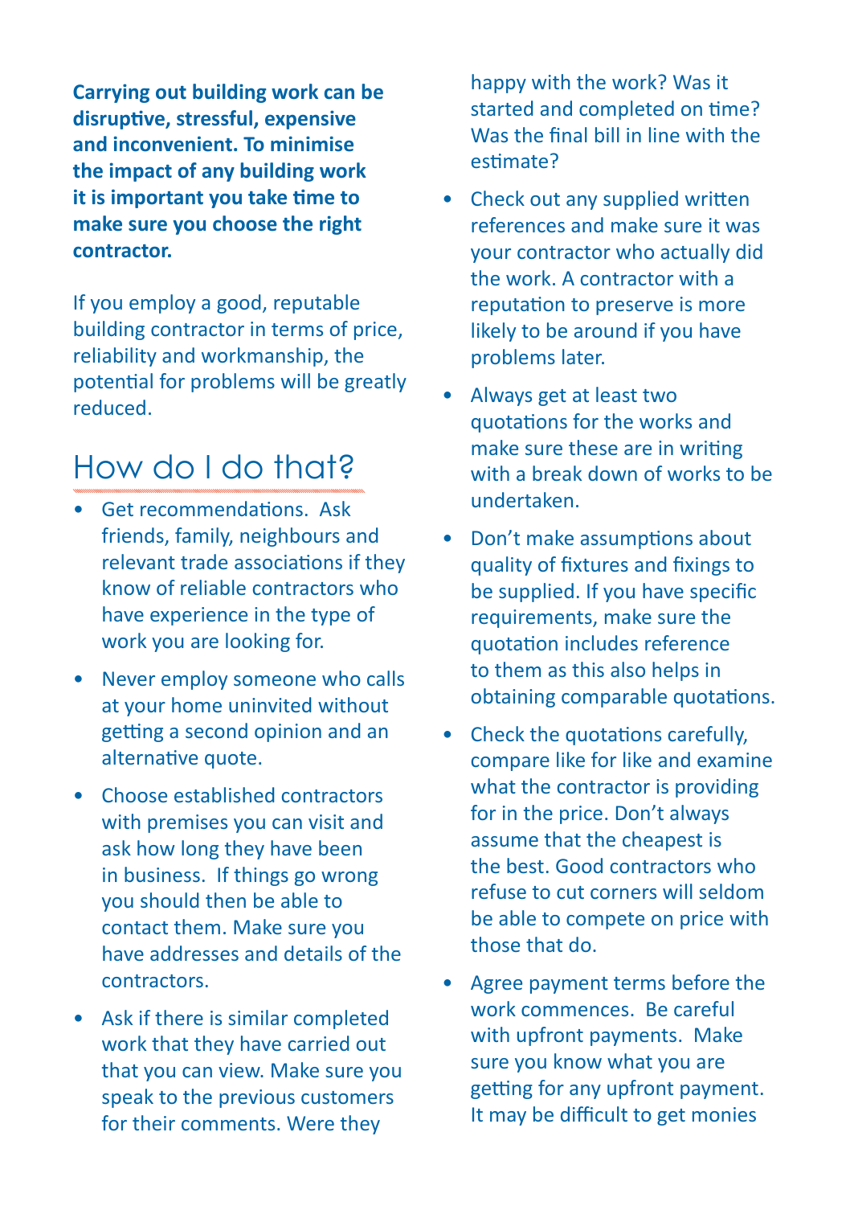**Carrying out building work can be disruptive, stressful, expensive and inconvenient. To minimise the impact of any building work it is important you take time to make sure you choose the right contractor.**

If you employ a good, reputable building contractor in terms of price, reliability and workmanship, the potential for problems will be greatly reduced.

## How do I do that?

- Get recommendations. Ask friends, family, neighbours and relevant trade associations if they know of reliable contractors who have experience in the type of work you are looking for.
- Never employ someone who calls at your home uninvited without getting a second opinion and an alternative quote.
- Choose established contractors with premises you can visit and ask how long they have been in business. If things go wrong you should then be able to contact them. Make sure you have addresses and details of the contractors.
- Ask if there is similar completed work that they have carried out that you can view. Make sure you speak to the previous customers for their comments. Were they happy with the work? Was it started and completed on time? Was the final bill in line with the estimate?
- Check out any supplied written references and make sure it was your contractor who actually did the work. A contractor with a reputation to preserve is more likely to be around if you have problems later.
- Always get at least two quotations for the works and make sure these are in writing with a break down of works to be undertaken.
- Don't make assumptions about quality of fixtures and fixings to be supplied. If you have specific requirements, make sure the quotation includes reference to them as this also helps in obtaining comparable quotations.
- Check the quotations carefully, compare like for like and examine what the contractor is providing for in the price. Don't always assume that the cheapest is the best. Good contractors who refuse to cut corners will seldom be able to compete on price with those that do.
- Agree payment terms before the work commences. Be careful with upfront payments. Make sure you know what you are getting for any upfront payment. It may be difficult to get monies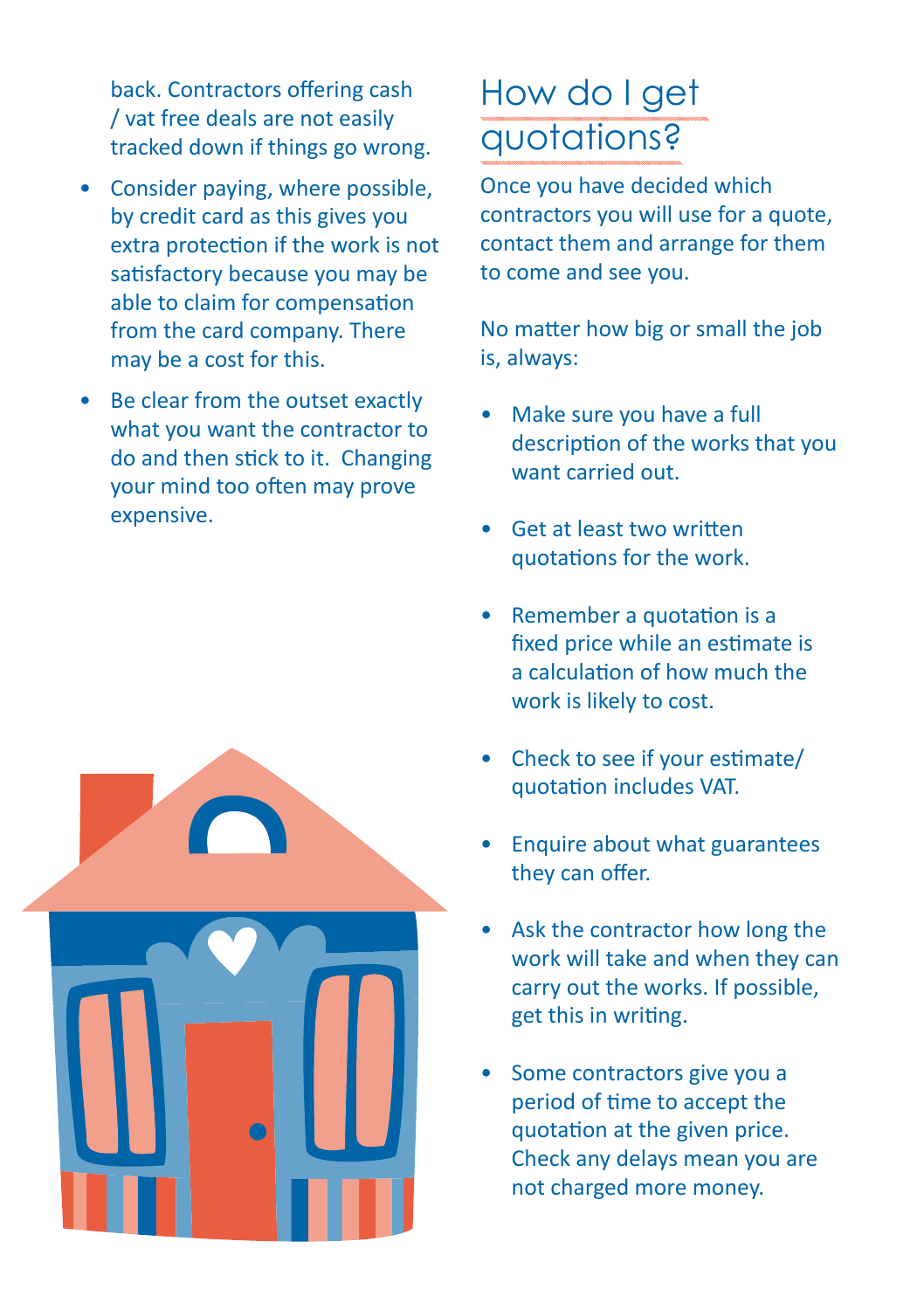back. Contractors offering cash / vat free deals are not easily tracked down if things go wrong.

- Consider paying, where possible, by credit card as this gives you extra protection if the work is not satisfactory because you may be able to claim for compensation from the card company. There may be a cost for this.
- Be clear from the outset exactly what you want the contractor to do and then stick to it. Changing your mind too often may prove expensive.

## How do I get quotations?

Once you have decided which contractors you will use for a quote, contact them and arrange for them to come and see you.

No matter how big or small the job is, always:

- Make sure you have a full description of the works that you want carried out.
- Get at least two written quotations for the work.
- Remember a quotation is a fixed price while an estimate is a calculation of how much the work is likely to cost.
- Check to see if your estimate/ quotation includes VAT.
- Enquire about what guarantees they can offer.
- Ask the contractor how long the work will take and when they can carry out the works. If possible, get this in writing.
- Some contractors give you a period of time to accept the quotation at the given price. Check any delays mean you are not charged more money.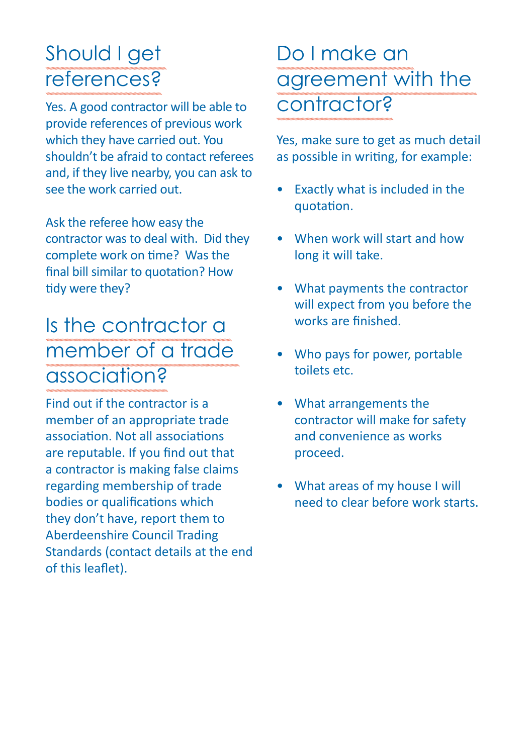## Should I get references?

Yes. A good contractor will be able to provide references of previous work which they have carried out. You shouldn't be afraid to contact referees and, if they live nearby, you can ask to see the work carried out.

Ask the referee how easy the contractor was to deal with. Did they complete work on time? Was the final bill similar to quotation? How tidy were they?

## Is the contractor a member of a trade association?

Find out if the contractor is a member of an appropriate trade association. Not all associations are reputable. If you find out that a contractor is making false claims regarding membership of trade bodies or qualifications which they don't have, report them to Aberdeenshire Council Trading Standards (contact details at the end of this leaflet).

## Do I make an agreement with the contractor?

Yes, make sure to get as much detail as possible in writing, for example:

- Exactly what is included in the quotation.
- When work will start and how long it will take.
- What payments the contractor will expect from you before the works are finished.
- Who pays for power, portable toilets etc.
- What arrangements the contractor will make for safety and convenience as works proceed.
- What areas of my house I will need to clear before work starts.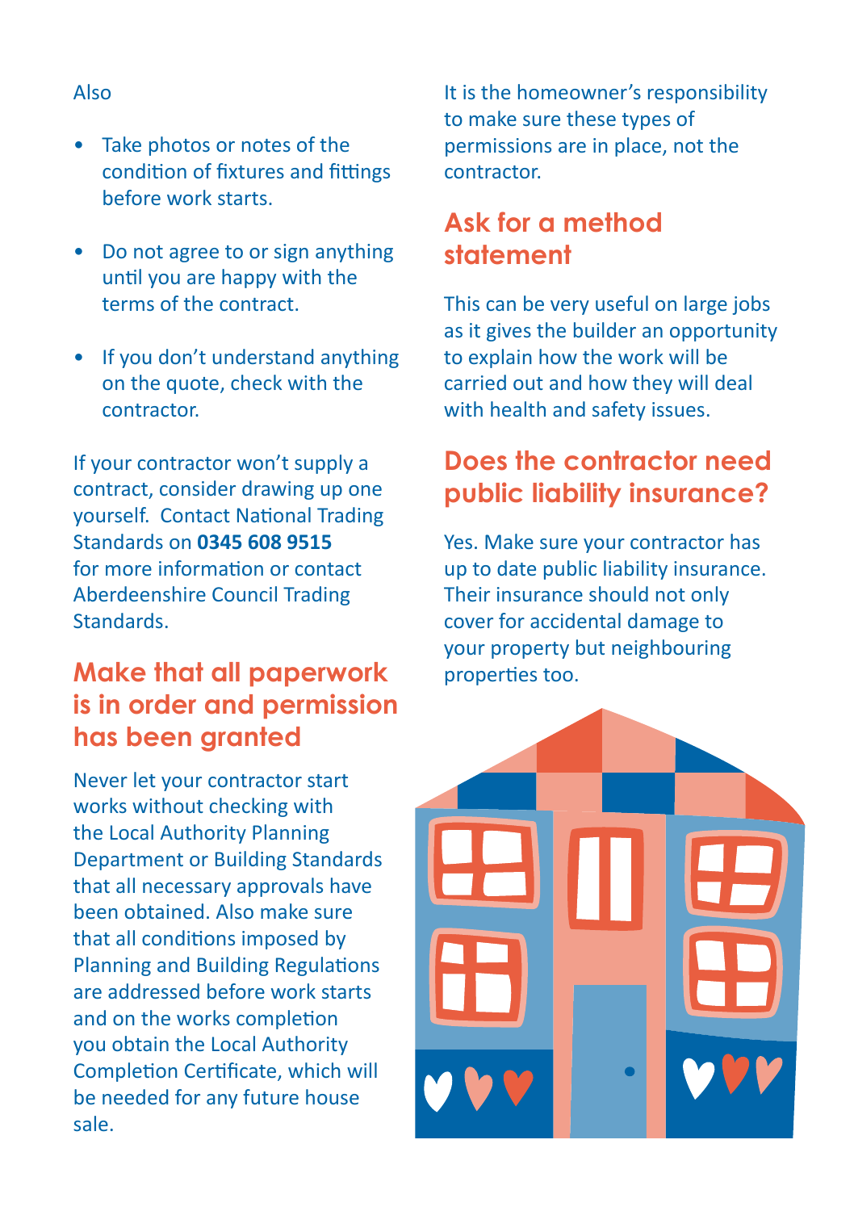Also

- Take photos or notes of the condition of fixtures and fittings before work starts.
- Do not agree to or sign anything until you are happy with the terms of the contract.
- If you don't understand anything on the quote, check with the contractor.

If your contractor won't supply a contract, consider drawing up one yourself. Contact National Trading Standards on **0345 608 9515** for more information or contact Aberdeenshire Council Trading Standards.

## Make that all paperwork is in order and permission has been granted

Never let your contractor start works without checking with the Local Authority Planning Department or Building Standards that all necessary approvals have been obtained. Also make sure that all conditions imposed by Planning and Building Regulations are addressed before work starts and on the works completion you obtain the Local Authority Completion Certificate, which will be needed for any future house sale.

It is the homeowner's responsibility to make sure these types of permissions are in place, not the contractor.

## Ask for a method statement

This can be very useful on large jobs as it gives the builder an opportunity to explain how the work will be carried out and how they will deal with health and safety issues.

## Does the contractor need public liability insurance?

Yes. Make sure your contractor has up to date public liability insurance. Their insurance should not only cover for accidental damage to your property but neighbouring properties too.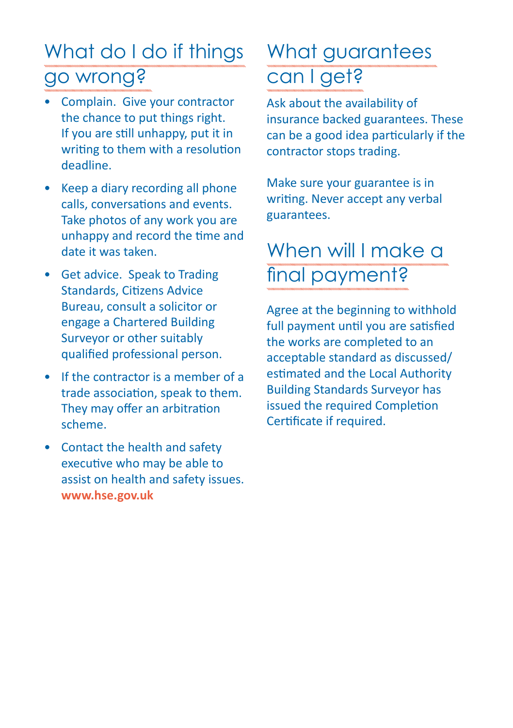## What do I do if things go wrong?

- Complain. Give your contractor the chance to put things right. If you are still unhappy, put it in writing to them with a resolution deadline.
- Keep a diary recording all phone calls, conversations and events. Take photos of any work you are unhappy and record the time and date it was taken.
- Get advice. Speak to Trading Standards, Citizens Advice Bureau, consult a solicitor or engage a Chartered Building Surveyor or other suitably qualified professional person.
- If the contractor is a member of a trade association, speak to them. They may offer an arbitration scheme.
- Contact the health and safety executive who may be able to assist on health and safety issues. **www.hse.gov.uk**

## What guarantees can I get?

Ask about the availability of insurance backed guarantees. These can be a good idea particularly if the contractor stops trading.

Make sure your guarantee is in writing. Never accept any verbal guarantees.

## When will I make a final payment?

Agree at the beginning to withhold full payment until you are satisfied the works are completed to an acceptable standard as discussed/ estimated and the Local Authority Building Standards Surveyor has issued the required Completion Certificate if required.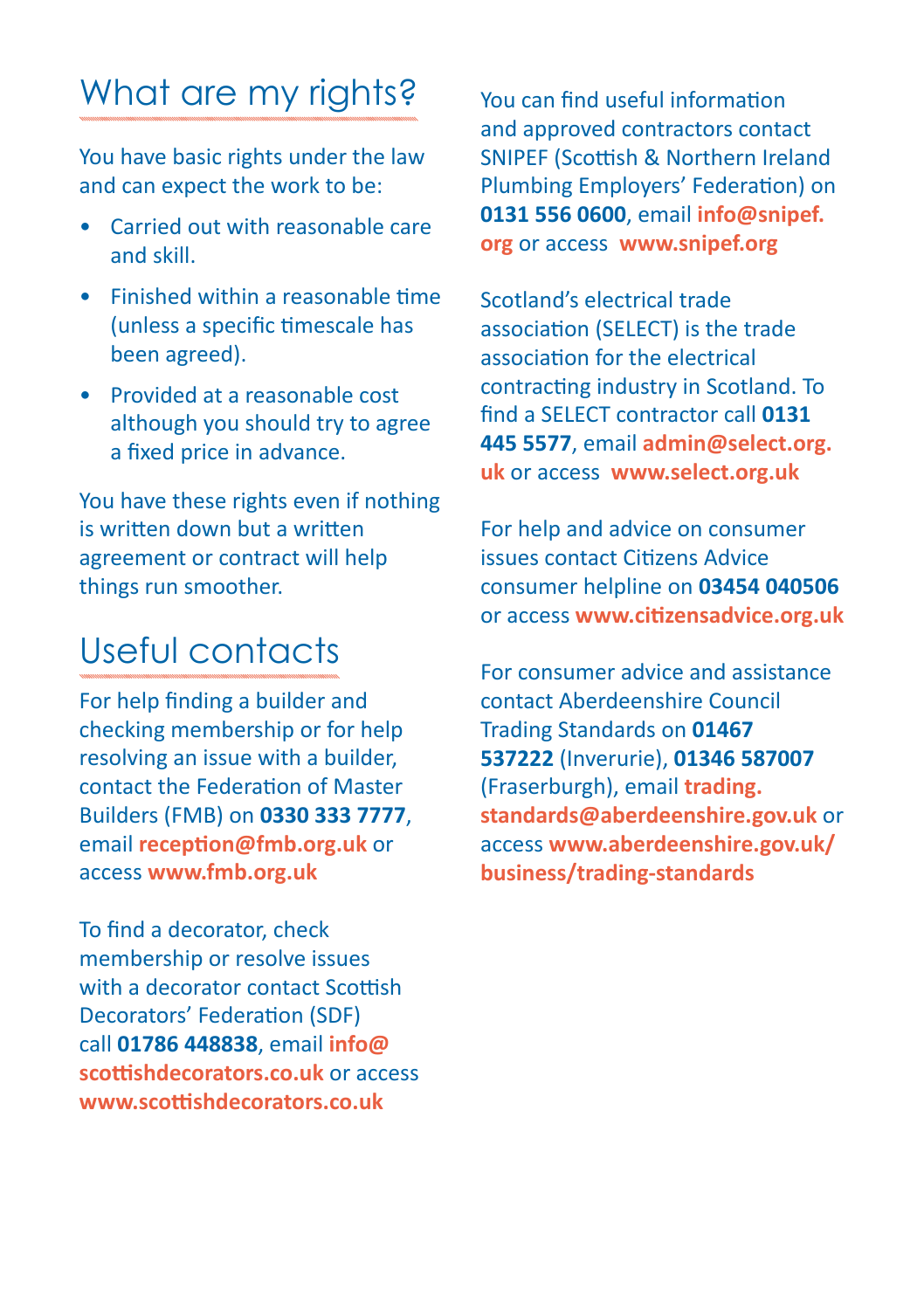## What are my rights?

You have basic rights under the law and can expect the work to be:

- Carried out with reasonable care and skill.
- Finished within a reasonable time (unless a specific timescale has been agreed).
- Provided at a reasonable cost although you should try to agree a fixed price in advance.

You have these rights even if nothing is written down but a written agreement or contract will help things run smoother.

## Useful contacts

For help finding a builder and checking membership or for help resolving an issue with a builder, contact the Federation of Master Builders (FMB) on **0330 333 7777**, email **reception@fmb.org.uk** or access **www.fmb.org.uk**

To find a decorator, check membership or resolve issues with a decorator contact Scottish Decorators' Federation (SDF) call **01786 448838**, email **info@scottishdecorators.co.uk** or access **www.scottishdecorators.co.uk**

You can find useful information and approved contractors contact SNIPEF (Scottish & Northern Ireland Plumbing Employers' Federation) on **0131 556 0600**, email **info@snipef.org** or access **www.snipef.org**

Scotland's electrical trade association (SELECT) is the trade association for the electrical contracting industry in Scotland. To find a SELECT contractor call **0131 445 5577**, email **admin@select.org.uk** or access **www.select.org.uk**

For help and advice on consumer issues contact Citizens Advice consumer helpline on **03454 040506** or access **www.citizensadvice.org.uk**

For consumer advice and assistance contact Aberdeenshire Council Trading Standards on **01467 537222** (Inverurie), **01346 587007** (Fraserburgh), email **trading.standards@aberdeenshire.gov.uk** or access **www.aberdeenshire.gov.uk/business/trading-standards**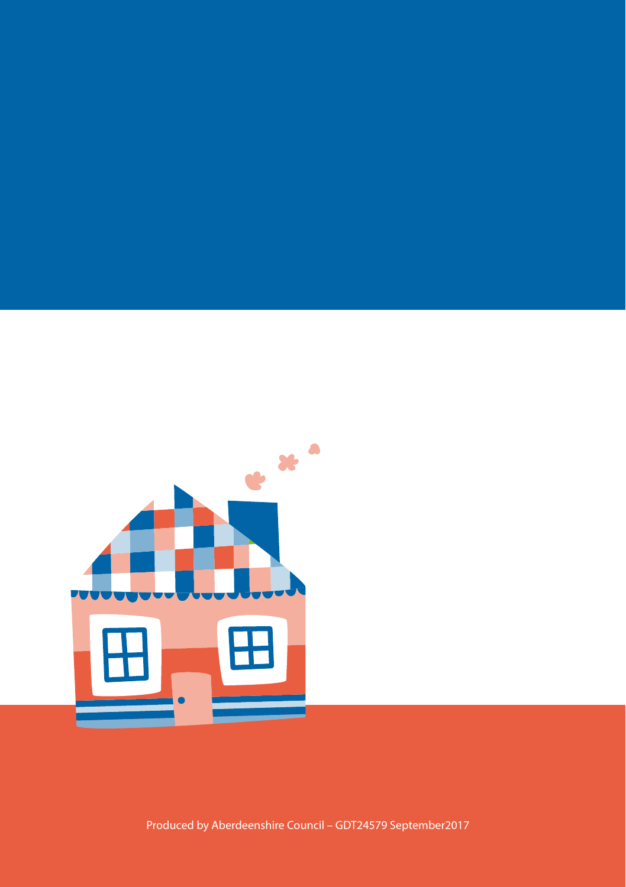Produced by Aberdeenshire Council – GDT24579 September2017